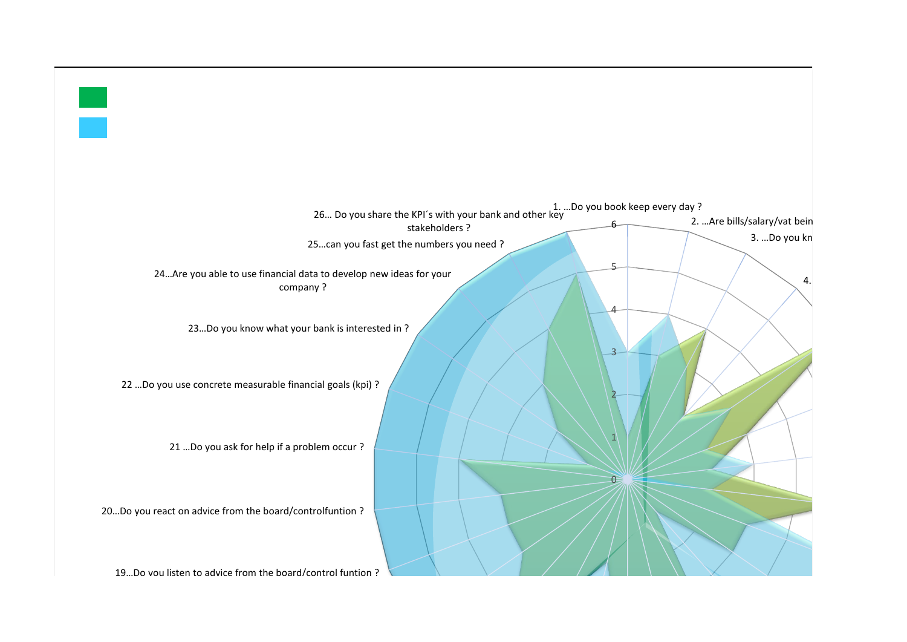26… Do you share the KPI´s with your bank and other key stakeholders ?

25…can you fast get the numbers you need ?

24…Are you able to use financial data to develop new ideas for your company ?

23…Do you know what your bank is interested in ?

22 …Do you use concrete measurable financial goals (kpi) ?

21 …Do you ask for help if a problem occur ?

20…Do you react on advice from the board/controlfuntion ?

19…Do you listen to advice from the board/control funtion ?

1. …Do you book keep every day ?

2. …Are bills/salary/vat bein

3. …Do you kn

4.

6

5

4

3

2

1

0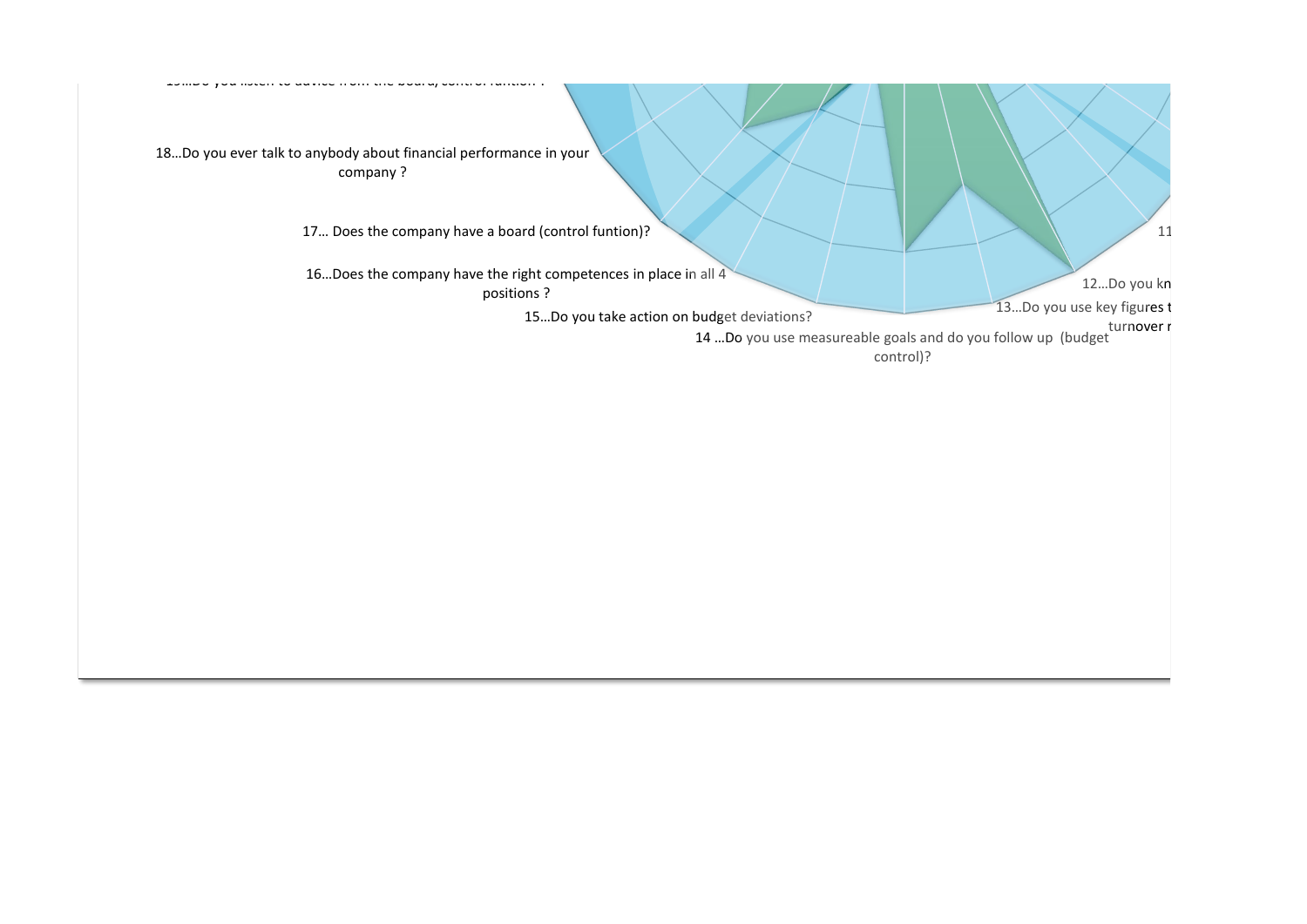19...Do you listen to advice from the board/control funtion ?

18...Do you ever talk to anybody about financial performance in your company ?

17... Does the company have a board (control funtion)?

16...Does the company have the right competences in place in all 4 positions ?

15...Do you take action on budget deviations?

14 ...Do you use measureable goals and do you follow up (budget control)?

13...Do you use key figures t turnover r

12...Do you kn

11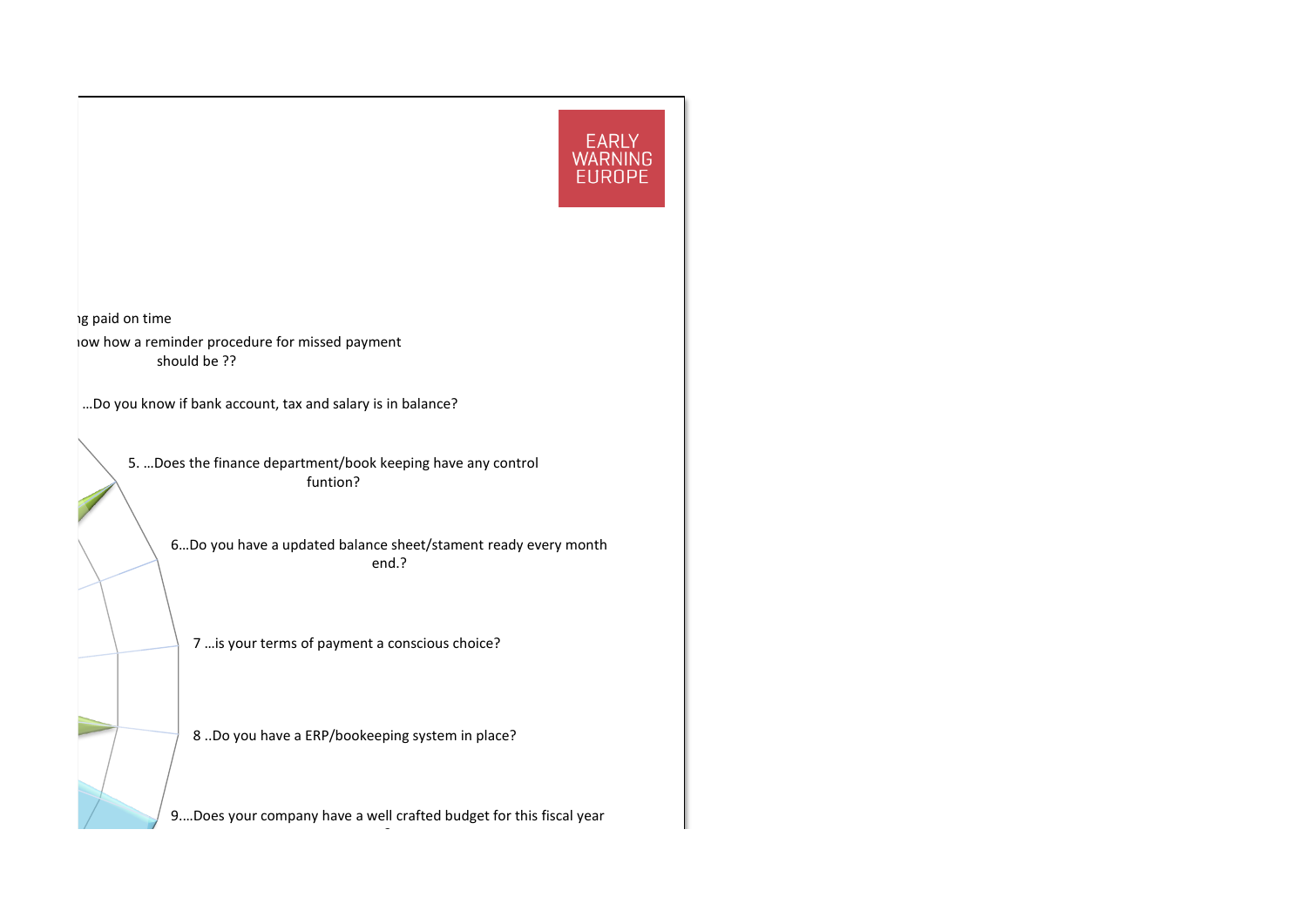EARLY WARNING EUROPE

ıg paid on time

ıow how a reminder procedure for missed payment should be ??

…Do you know if bank account, tax and salary is in balance?

5. …Does the finance department/book keeping have any control funtion?

6…Do you have a updated balance sheet/stament ready every month end.?

7 …is your terms of payment a conscious choice?

8 ..Do you have a ERP/bookeeping system in place?

9.…Does your company have a well crafted budget for this fiscal year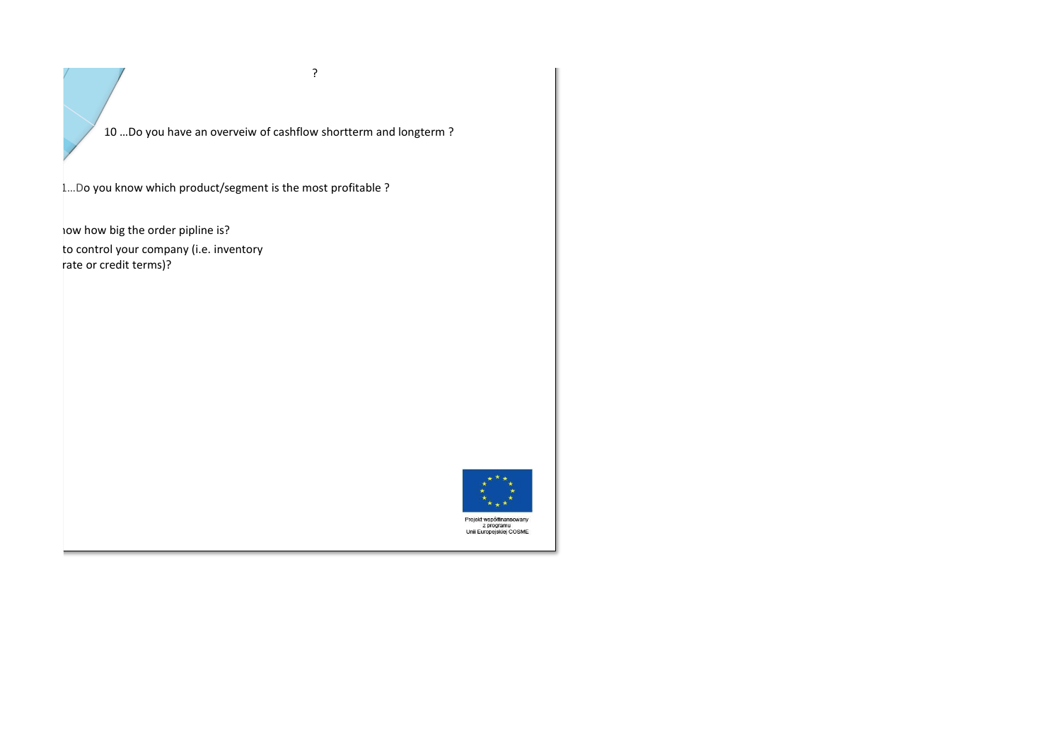?

10 …Do you have an overveiw of cashflow shortterm and longterm ?

1…Do you know which product/segment is the most profitable ?

ıow how big the order pipline is?

to control your company (i.e. inventory
rate or credit terms)?

Projekt współfinansowany
z programu
Unii Europejskiej COSME